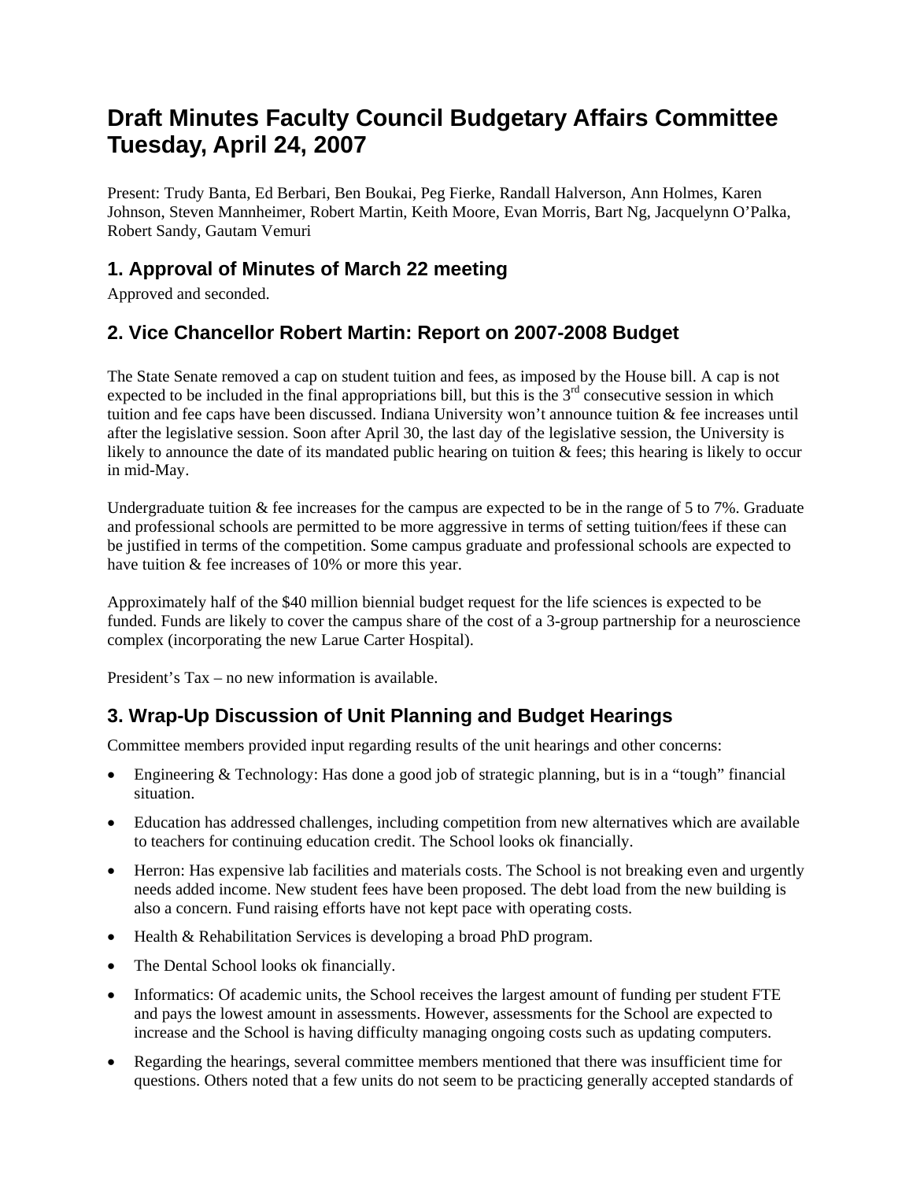# Draft Minutes Faculty Council Budgetary Affairs Committee Tuesday, April 24, 2007

Present: Trudy Banta, Ed Berbari, Ben Boukai, Peg Fierke, Randall Halverson, Ann Holmes, Karen Johnson, Steven Mannheimer, Robert Martin, Keith Moore, Evan Morris, Bart Ng, Jacquelynn O'Palka, Robert Sandy, Gautam Vemuri

## 1. Approval of Minutes of March 22 meeting

Approved and seconded.

## 2. Vice Chancellor Robert Martin: Report on 2007-2008 Budget

The State Senate removed a cap on student tuition and fees, as imposed by the House bill. A cap is not expected to be included in the final appropriations bill, but this is the 3rd consecutive session in which tuition and fee caps have been discussed. Indiana University won't announce tuition & fee increases until after the legislative session. Soon after April 30, the last day of the legislative session, the University is likely to announce the date of its mandated public hearing on tuition & fees; this hearing is likely to occur in mid-May.

Undergraduate tuition & fee increases for the campus are expected to be in the range of 5 to 7%. Graduate and professional schools are permitted to be more aggressive in terms of setting tuition/fees if these can be justified in terms of the competition. Some campus graduate and professional schools are expected to have tuition & fee increases of 10% or more this year.

Approximately half of the $40 million biennial budget request for the life sciences is expected to be funded. Funds are likely to cover the campus share of the cost of a 3-group partnership for a neuroscience complex (incorporating the new Larue Carter Hospital).

President's Tax – no new information is available.

## 3. Wrap-Up Discussion of Unit Planning and Budget Hearings

Committee members provided input regarding results of the unit hearings and other concerns:

- Engineering & Technology: Has done a good job of strategic planning, but is in a "tough" financial situation.
- Education has addressed challenges, including competition from new alternatives which are available to teachers for continuing education credit. The School looks ok financially.
- Herron: Has expensive lab facilities and materials costs. The School is not breaking even and urgently needs added income. New student fees have been proposed. The debt load from the new building is also a concern. Fund raising efforts have not kept pace with operating costs.
- Health & Rehabilitation Services is developing a broad PhD program.
- The Dental School looks ok financially.
- Informatics: Of academic units, the School receives the largest amount of funding per student FTE and pays the lowest amount in assessments. However, assessments for the School are expected to increase and the School is having difficulty managing ongoing costs such as updating computers.
- Regarding the hearings, several committee members mentioned that there was insufficient time for questions. Others noted that a few units do not seem to be practicing generally accepted standards of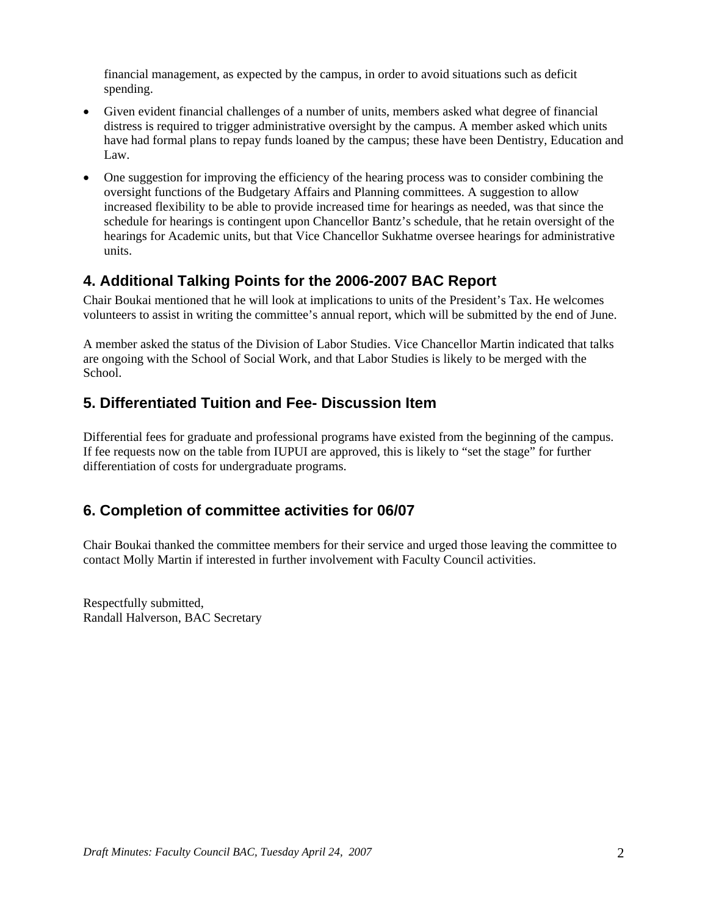financial management, as expected by the campus, in order to avoid situations such as deficit spending.

- Given evident financial challenges of a number of units, members asked what degree of financial distress is required to trigger administrative oversight by the campus. A member asked which units have had formal plans to repay funds loaned by the campus; these have been Dentistry, Education and Law.
- One suggestion for improving the efficiency of the hearing process was to consider combining the oversight functions of the Budgetary Affairs and Planning committees. A suggestion to allow increased flexibility to be able to provide increased time for hearings as needed, was that since the schedule for hearings is contingent upon Chancellor Bantz's schedule, that he retain oversight of the hearings for Academic units, but that Vice Chancellor Sukhatme oversee hearings for administrative units.

## 4. Additional Talking Points for the 2006-2007 BAC Report

Chair Boukai mentioned that he will look at implications to units of the President's Tax. He welcomes volunteers to assist in writing the committee's annual report, which will be submitted by the end of June.

A member asked the status of the Division of Labor Studies. Vice Chancellor Martin indicated that talks are ongoing with the School of Social Work, and that Labor Studies is likely to be merged with the School.

## 5. Differentiated Tuition and Fee- Discussion Item

Differential fees for graduate and professional programs have existed from the beginning of the campus. If fee requests now on the table from IUPUI are approved, this is likely to "set the stage" for further differentiation of costs for undergraduate programs.

## 6. Completion of committee activities for 06/07

Chair Boukai thanked the committee members for their service and urged those leaving the committee to contact Molly Martin if interested in further involvement with Faculty Council activities.

Respectfully submitted,
Randall Halverson, BAC Secretary